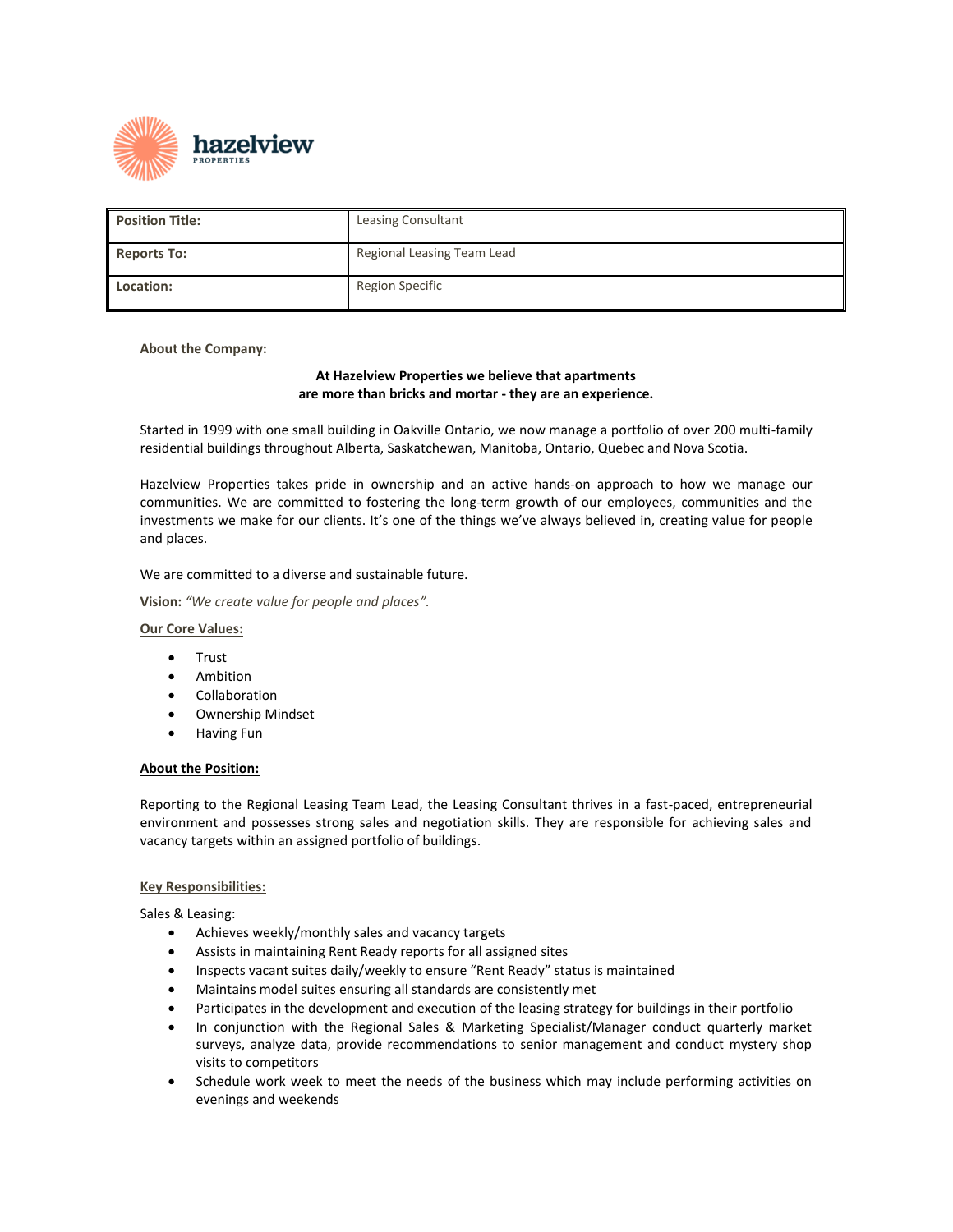hazelview
PROPERTIES

| Position Title: | Leasing Consultant |
| --- | --- |
| Reports To: | Regional Leasing Team Lead |
| Location: | Region Specific |

**About the Company:**

**At Hazelview Properties we believe that apartments are more than bricks and mortar - they are an experience.**

Started in 1999 with one small building in Oakville Ontario, we now manage a portfolio of over 200 multi-family residential buildings throughout Alberta, Saskatchewan, Manitoba, Ontario, Quebec and Nova Scotia.

Hazelview Properties takes pride in ownership and an active hands-on approach to how we manage our communities. We are committed to fostering the long-term growth of our employees, communities and the investments we make for our clients. It's one of the things we've always believed in, creating value for people and places.

We are committed to a diverse and sustainable future.

**Vision:** *"We create value for people and places".*

**Our Core Values:**

- Trust
- Ambition
- Collaboration
- Ownership Mindset
- Having Fun

**About the Position:**

Reporting to the Regional Leasing Team Lead, the Leasing Consultant thrives in a fast-paced, entrepreneurial environment and possesses strong sales and negotiation skills. They are responsible for achieving sales and vacancy targets within an assigned portfolio of buildings.

**Key Responsibilities:**

Sales & Leasing:

- Achieves weekly/monthly sales and vacancy targets
- Assists in maintaining Rent Ready reports for all assigned sites
- Inspects vacant suites daily/weekly to ensure "Rent Ready" status is maintained
- Maintains model suites ensuring all standards are consistently met
- Participates in the development and execution of the leasing strategy for buildings in their portfolio
- In conjunction with the Regional Sales & Marketing Specialist/Manager conduct quarterly market surveys, analyze data, provide recommendations to senior management and conduct mystery shop visits to competitors
- Schedule work week to meet the needs of the business which may include performing activities on evenings and weekends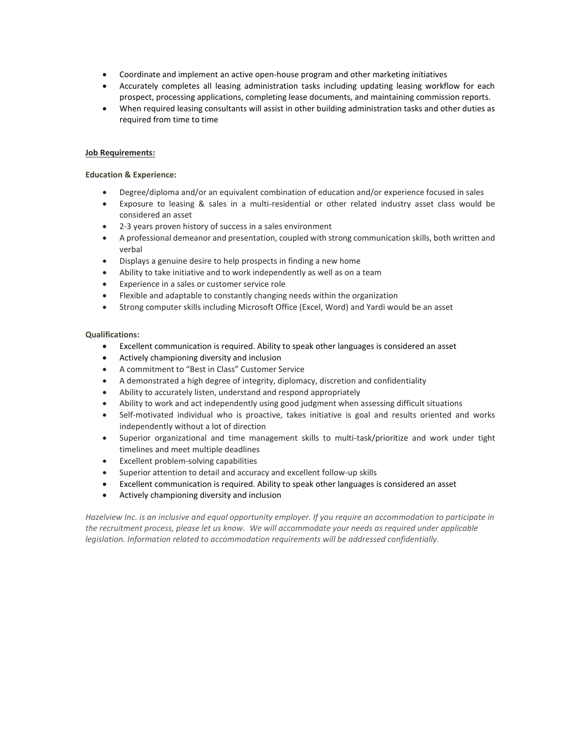- Coordinate and implement an active open-house program and other marketing initiatives
- Accurately completes all leasing administration tasks including updating leasing workflow for each prospect, processing applications, completing lease documents, and maintaining commission reports.
- When required leasing consultants will assist in other building administration tasks and other duties as required from time to time

**Job Requirements:**

**Education & Experience:**

- Degree/diploma and/or an equivalent combination of education and/or experience focused in sales
- Exposure to leasing & sales in a multi-residential or other related industry asset class would be considered an asset
- 2-3 years proven history of success in a sales environment
- A professional demeanor and presentation, coupled with strong communication skills, both written and verbal
- Displays a genuine desire to help prospects in finding a new home
- Ability to take initiative and to work independently as well as on a team
- Experience in a sales or customer service role
- Flexible and adaptable to constantly changing needs within the organization
- Strong computer skills including Microsoft Office (Excel, Word) and Yardi would be an asset

**Qualifications:**

- Excellent communication is required. Ability to speak other languages is considered an asset
- Actively championing diversity and inclusion
- A commitment to "Best in Class" Customer Service
- A demonstrated a high degree of integrity, diplomacy, discretion and confidentiality
- Ability to accurately listen, understand and respond appropriately
- Ability to work and act independently using good judgment when assessing difficult situations
- Self-motivated individual who is proactive, takes initiative is goal and results oriented and works independently without a lot of direction
- Superior organizational and time management skills to multi-task/prioritize and work under tight timelines and meet multiple deadlines
- Excellent problem-solving capabilities
- Superior attention to detail and accuracy and excellent follow-up skills
- Excellent communication is required. Ability to speak other languages is considered an asset
- Actively championing diversity and inclusion

*Hazelview Inc. is an inclusive and equal opportunity employer. If you require an accommodation to participate in the recruitment process, please let us know. We will accommodate your needs as required under applicable legislation. Information related to accommodation requirements will be addressed confidentially.*